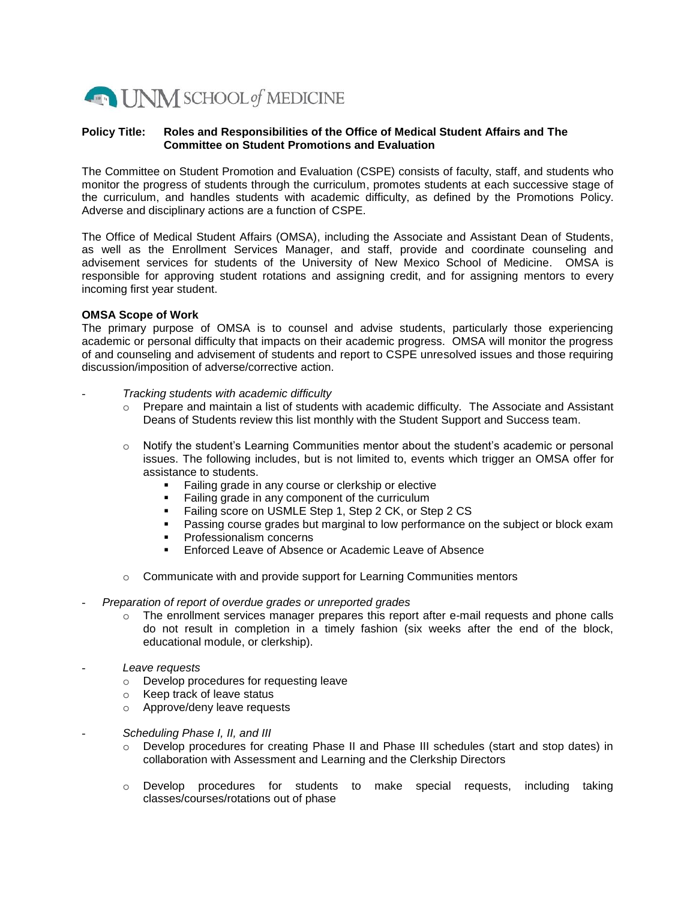UNM SCHOOL of MEDICINE

**Policy Title: Roles and Responsibilities of the Office of Medical Student Affairs and The Committee on Student Promotions and Evaluation**

The Committee on Student Promotion and Evaluation (CSPE) consists of faculty, staff, and students who monitor the progress of students through the curriculum, promotes students at each successive stage of the curriculum, and handles students with academic difficulty, as defined by the Promotions Policy. Adverse and disciplinary actions are a function of CSPE.

The Office of Medical Student Affairs (OMSA), including the Associate and Assistant Dean of Students, as well as the Enrollment Services Manager, and staff, provide and coordinate counseling and advisement services for students of the University of New Mexico School of Medicine. OMSA is responsible for approving student rotations and assigning credit, and for assigning mentors to every incoming first year student.

**OMSA Scope of Work**
The primary purpose of OMSA is to counsel and advise students, particularly those experiencing academic or personal difficulty that impacts on their academic progress. OMSA will monitor the progress of and counseling and advisement of students and report to CSPE unresolved issues and those requiring discussion/imposition of adverse/corrective action.

- *Tracking students with academic difficulty*
  - Prepare and maintain a list of students with academic difficulty. The Associate and Assistant Deans of Students review this list monthly with the Student Support and Success team.
  - Notify the student's Learning Communities mentor about the student's academic or personal issues. The following includes, but is not limited to, events which trigger an OMSA offer for assistance to students.
    - Failing grade in any course or clerkship or elective
    - Failing grade in any component of the curriculum
    - Failing score on USMLE Step 1, Step 2 CK, or Step 2 CS
    - Passing course grades but marginal to low performance on the subject or block exam
    - Professionalism concerns
    - Enforced Leave of Absence or Academic Leave of Absence
  - Communicate with and provide support for Learning Communities mentors
- *Preparation of report of overdue grades or unreported grades*
  - The enrollment services manager prepares this report after e-mail requests and phone calls do not result in completion in a timely fashion (six weeks after the end of the block, educational module, or clerkship).
- *Leave requests*
  - Develop procedures for requesting leave
  - Keep track of leave status
  - Approve/deny leave requests
- *Scheduling Phase I, II, and III*
  - Develop procedures for creating Phase II and Phase III schedules (start and stop dates) in collaboration with Assessment and Learning and the Clerkship Directors
  - Develop procedures for students to make special requests, including taking classes/courses/rotations out of phase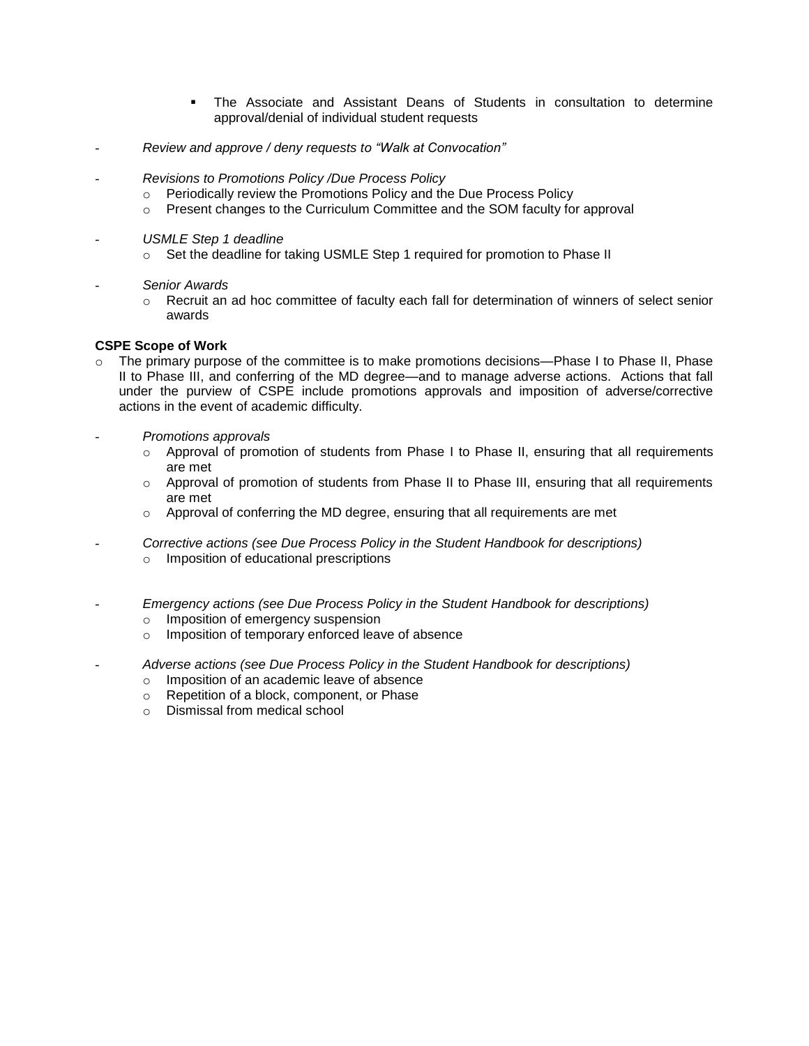- The Associate and Assistant Deans of Students in consultation to determine approval/denial of individual student requests

- *Review and approve / deny requests to "Walk at Convocation"*

- *Revisions to Promotions Policy /Due Process Policy*
    - Periodically review the Promotions Policy and the Due Process Policy
    - Present changes to the Curriculum Committee and the SOM faculty for approval

- *USMLE Step 1 deadline*
    - Set the deadline for taking USMLE Step 1 required for promotion to Phase II

- *Senior Awards*
    - Recruit an ad hoc committee of faculty each fall for determination of winners of select senior awards

**CSPE Scope of Work**

- The primary purpose of the committee is to make promotions decisions—Phase I to Phase II, Phase II to Phase III, and conferring of the MD degree—and to manage adverse actions. Actions that fall under the purview of CSPE include promotions approvals and imposition of adverse/corrective actions in the event of academic difficulty.

- *Promotions approvals*
    - Approval of promotion of students from Phase I to Phase II, ensuring that all requirements are met
    - Approval of promotion of students from Phase II to Phase III, ensuring that all requirements are met
    - Approval of conferring the MD degree, ensuring that all requirements are met

- *Corrective actions (see Due Process Policy in the Student Handbook for descriptions)*
    - Imposition of educational prescriptions

- *Emergency actions (see Due Process Policy in the Student Handbook for descriptions)*
    - Imposition of emergency suspension
    - Imposition of temporary enforced leave of absence

- *Adverse actions (see Due Process Policy in the Student Handbook for descriptions)*
    - Imposition of an academic leave of absence
    - Repetition of a block, component, or Phase
    - Dismissal from medical school